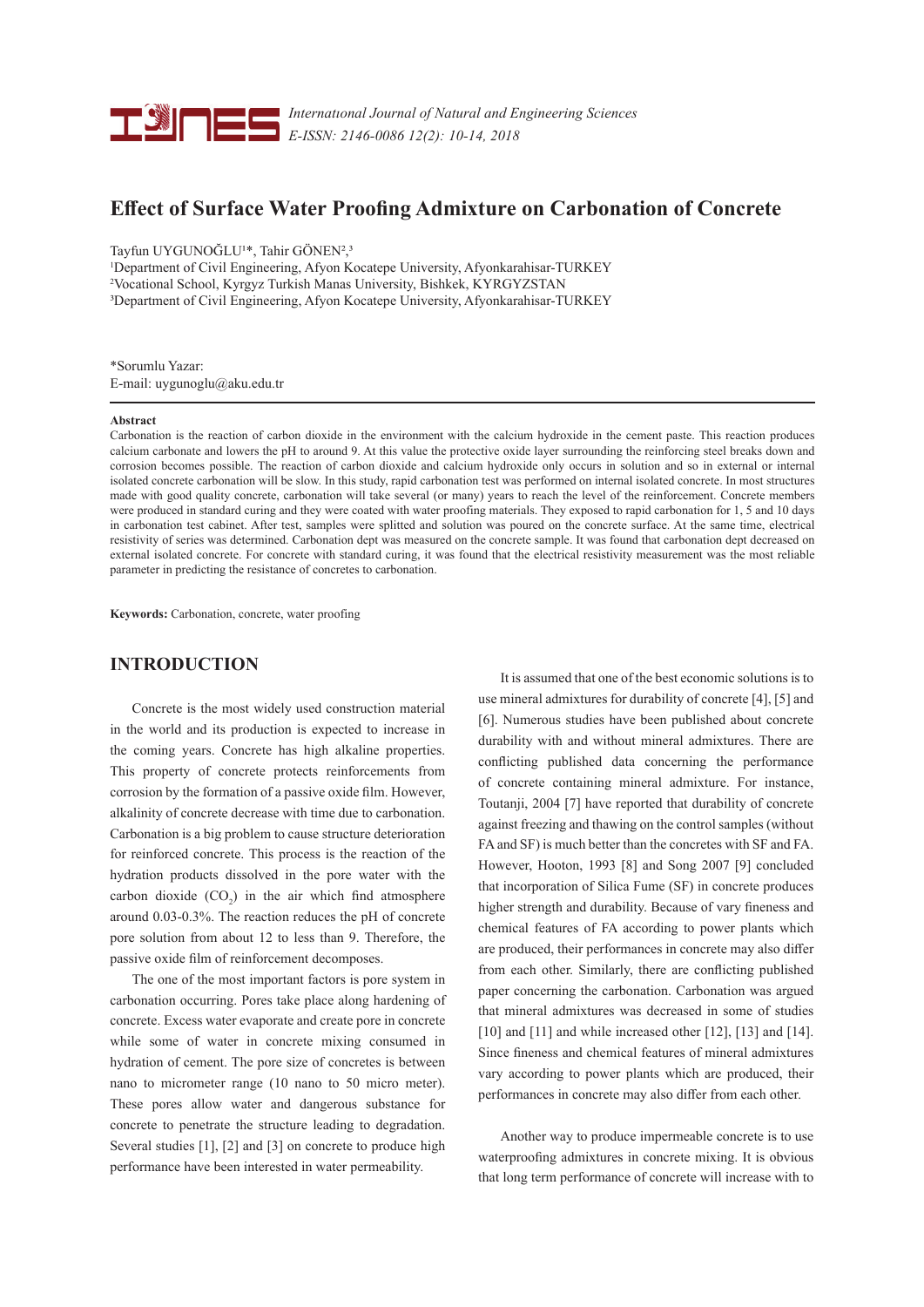# Effect of Surface Water Proofing Admixture on Carbonation of Concrete

Tayfun UYGUNOĞLU[1]*, Tahir GÖNEN[2,3]

[1]Department of Civil Engineering, Afyon Kocatepe University, Afyonkarahisar-TURKEY
[2]Vocational School, Kyrgyz Turkish Manas University, Bishkek, KYRGYZSTAN
[3]Department of Civil Engineering, Afyon Kocatepe University, Afyonkarahisar-TURKEY

*Sorumlu Yazar:
E-mail: uygunoglu@aku.edu.tr

**Abstract**

Carbonation is the reaction of carbon dioxide in the environment with the calcium hydroxide in the cement paste. This reaction produces calcium carbonate and lowers the pH to around 9. At this value the protective oxide layer surrounding the reinforcing steel breaks down and corrosion becomes possible. The reaction of carbon dioxide and calcium hydroxide only occurs in solution and so in external or internal isolated concrete carbonation will be slow. In this study, rapid carbonation test was performed on internal isolated concrete. In most structures made with good quality concrete, carbonation will take several (or many) years to reach the level of the reinforcement. Concrete members were produced in standard curing and they were coated with water proofing materials. They exposed to rapid carbonation for 1, 5 and 10 days in carbonation test cabinet. After test, samples were splitted and solution was poured on the concrete surface. At the same time, electrical resistivity of series was determined. Carbonation dept was measured on the concrete sample. It was found that carbonation dept decreased on external isolated concrete. For concrete with standard curing, it was found that the electrical resistivity measurement was the most reliable parameter in predicting the resistance of concretes to carbonation.

**Keywords:** Carbonation, concrete, water proofing

## INTRODUCTION

Concrete is the most widely used construction material in the world and its production is expected to increase in the coming years. Concrete has high alkaline properties. This property of concrete protects reinforcements from corrosion by the formation of a passive oxide film. However, alkalinity of concrete decrease with time due to carbonation. Carbonation is a big problem to cause structure deterioration for reinforced concrete. This process is the reaction of the hydration products dissolved in the pore water with the carbon dioxide ($CO_2$) in the air which find atmosphere around 0.03-0.3%. The reaction reduces the pH of concrete pore solution from about 12 to less than 9. Therefore, the passive oxide film of reinforcement decomposes.

The one of the most important factors is pore system in carbonation occurring. Pores take place along hardening of concrete. Excess water evaporate and create pore in concrete while some of water in concrete mixing consumed in hydration of cement. The pore size of concretes is between nano to micrometer range (10 nano to 50 micro meter). These pores allow water and dangerous substance for concrete to penetrate the structure leading to degradation. Several studies [1], [2] and [3] on concrete to produce high performance have been interested in water permeability.

It is assumed that one of the best economic solutions is to use mineral admixtures for durability of concrete [4], [5] and [6]. Numerous studies have been published about concrete durability with and without mineral admixtures. There are conflicting published data concerning the performance of concrete containing mineral admixture. For instance, Toutanji, 2004 [7] have reported that durability of concrete against freezing and thawing on the control samples (without FA and SF) is much better than the concretes with SF and FA. However, Hooton, 1993 [8] and Song 2007 [9] concluded that incorporation of Silica Fume (SF) in concrete produces higher strength and durability. Because of vary fineness and chemical features of FA according to power plants which are produced, their performances in concrete may also differ from each other. Similarly, there are conflicting published paper concerning the carbonation. Carbonation was argued that mineral admixtures was decreased in some of studies [10] and [11] and while increased other [12], [13] and [14]. Since fineness and chemical features of mineral admixtures vary according to power plants which are produced, their performances in concrete may also differ from each other.

Another way to produce impermeable concrete is to use waterproofing admixtures in concrete mixing. It is obvious that long term performance of concrete will increase with to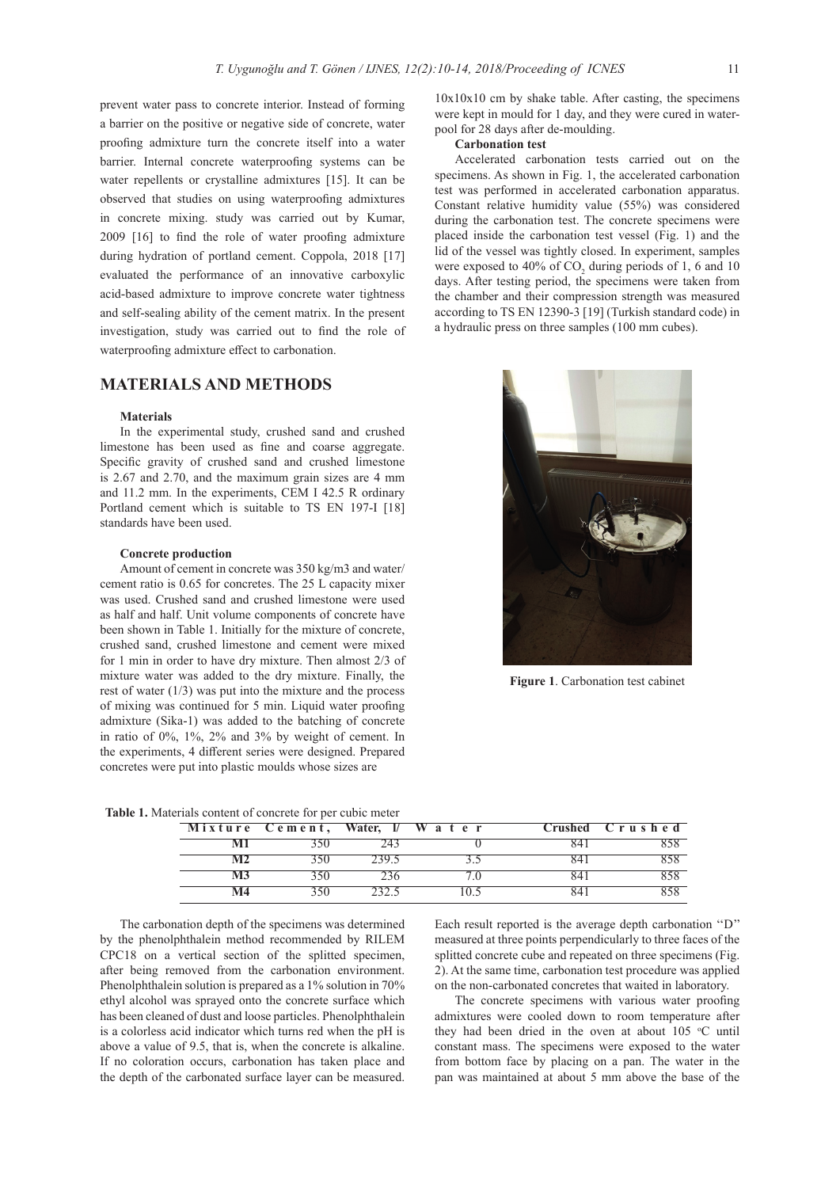prevent water pass to concrete interior. Instead of forming a barrier on the positive or negative side of concrete, water proofing admixture turn the concrete itself into a water barrier. Internal concrete waterproofing systems can be water repellents or crystalline admixtures [15]. It can be observed that studies on using waterproofing admixtures in concrete mixing. study was carried out by Kumar, 2009 [16] to find the role of water proofing admixture during hydration of portland cement. Coppola, 2018 [17] evaluated the performance of an innovative carboxylic acid-based admixture to improve concrete water tightness and self-sealing ability of the cement matrix. In the present investigation, study was carried out to find the role of waterproofing admixture effect to carbonation.

## MATERIALS AND METHODS

**Materials**

In the experimental study, crushed sand and crushed limestone has been used as fine and coarse aggregate. Specific gravity of crushed sand and crushed limestone is 2.67 and 2.70, and the maximum grain sizes are 4 mm and 11.2 mm. In the experiments, CEM I 42.5 R ordinary Portland cement which is suitable to TS EN 197-I [18] standards have been used.

**Concrete production**

Amount of cement in concrete was 350 kg/m3 and water/cement ratio is 0.65 for concretes. The 25 L capacity mixer was used. Crushed sand and crushed limestone were used as half and half. Unit volume components of concrete have been shown in Table 1. Initially for the mixture of concrete, crushed sand, crushed limestone and cement were mixed for 1 min in order to have dry mixture. Then almost 2/3 of mixture water was added to the dry mixture. Finally, the rest of water (1/3) was put into the mixture and the process of mixing was continued for 5 min. Liquid water proofing admixture (Sika-1) was added to the batching of concrete in ratio of 0%, 1%, 2% and 3% by weight of cement. In the experiments, 4 different series were designed. Prepared concretes were put into plastic moulds whose sizes are 10x10x10 cm by shake table. After casting, the specimens were kept in mould for 1 day, and they were cured in water-pool for 28 days after de-moulding.

**Carbonation test**

Accelerated carbonation tests carried out on the specimens. As shown in Fig. 1, the accelerated carbonation test was performed in accelerated carbonation apparatus. Constant relative humidity value (55%) was considered during the carbonation test. The concrete specimens were placed inside the carbonation test vessel (Fig. 1) and the lid of the vessel was tightly closed. In experiment, samples were exposed to 40% of $CO_2$ during periods of 1, 6 and 10 days. After testing period, the specimens were taken from the chamber and their compression strength was measured according to TS EN 12390-3 [19] (Turkish standard code) in a hydraulic press on three samples (100 mm cubes).

**Figure 1**. Carbonation test cabinet

**Table 1.** Materials content of concrete for per cubic meter

| Mixture | Cement, | Water, l/ | Water | Crushed | Crushed |
|---|---|---|---|---|---|
| M1 | 350 | 243 | 0 | 841 | 858 |
| M2 | 350 | 239.5 | 3.5 | 841 | 858 |
| M3 | 350 | 236 | 7.0 | 841 | 858 |
| M4 | 350 | 232.5 | 10.5 | 841 | 858 |

The carbonation depth of the specimens was determined by the phenolphthalein method recommended by RILEM CPC18 on a vertical section of the splitted specimen, after being removed from the carbonation environment. Phenolphthalein solution is prepared as a 1% solution in 70% ethyl alcohol was sprayed onto the concrete surface which has been cleaned of dust and loose particles. Phenolphthalein is a colorless acid indicator which turns red when the pH is above a value of 9.5, that is, when the concrete is alkaline. If no coloration occurs, carbonation has taken place and the depth of the carbonated surface layer can be measured. Each result reported is the average depth carbonation ''D'' measured at three points perpendicularly to three faces of the splitted concrete cube and repeated on three specimens (Fig. 2). At the same time, carbonation test procedure was applied on the non-carbonated concretes that waited in laboratory.

The concrete specimens with various water proofing admixtures were cooled down to room temperature after they had been dried in the oven at about 105 °C until constant mass. The specimens were exposed to the water from bottom face by placing on a pan. The water in the pan was maintained at about 5 mm above the base of the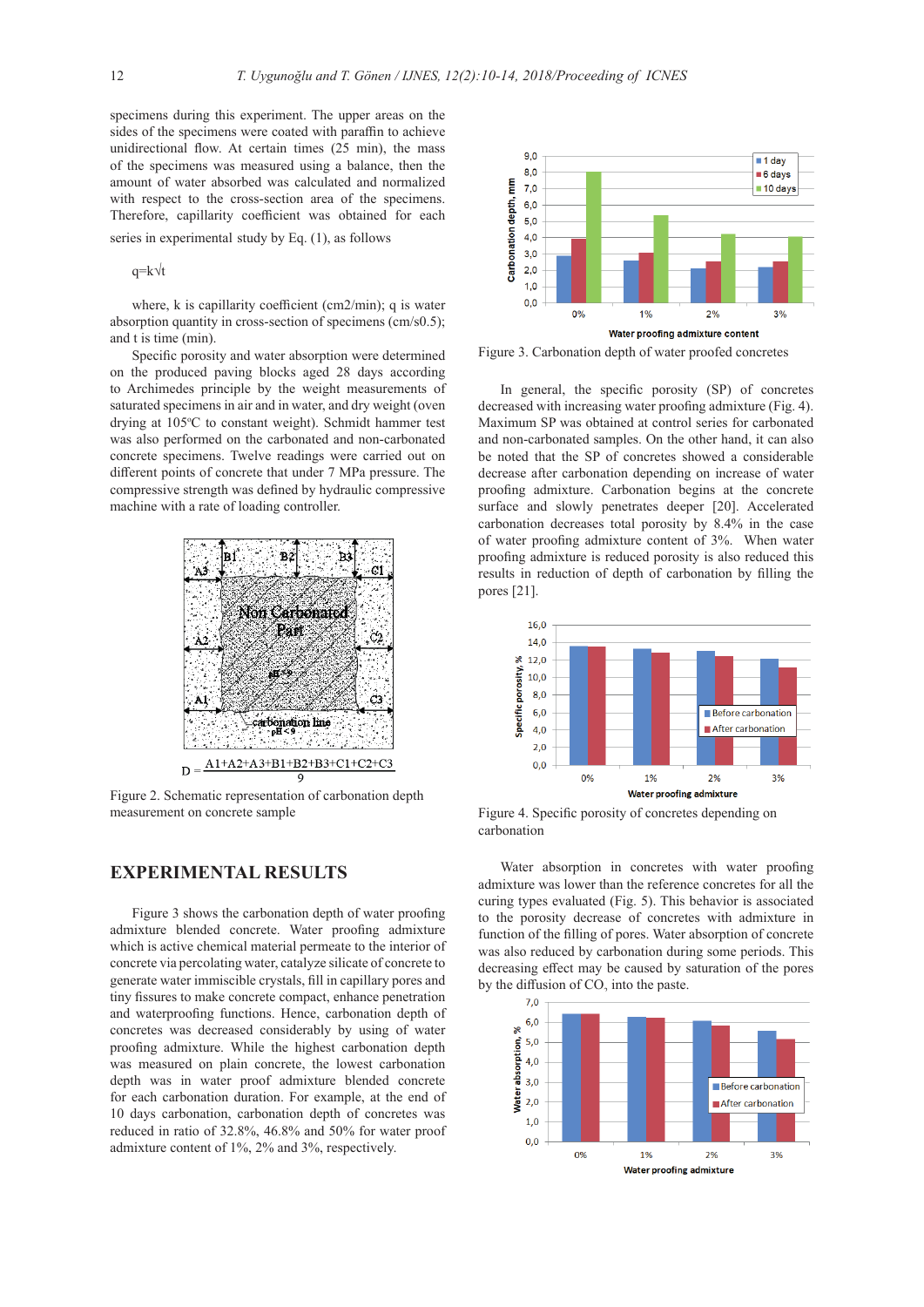specimens during this experiment. The upper areas on the sides of the specimens were coated with paraffin to achieve unidirectional flow. At certain times (25 min), the mass of the specimens was measured using a balance, then the amount of water absorbed was calculated and normalized with respect to the cross-section area of the specimens. Therefore, capillarity coefficient was obtained for each series in experimental study by Eq. (1), as follows

$$q=k\sqrt{t}$$

where, k is capillarity coefficient (cm2/min); q is water absorption quantity in cross-section of specimens (cm/s0.5); and t is time (min).

Specific porosity and water absorption were determined on the produced paving blocks aged 28 days according to Archimedes principle by the weight measurements of saturated specimens in air and in water, and dry weight (oven drying at 105°C to constant weight). Schmidt hammer test was also performed on the carbonated and non-carbonated concrete specimens. Twelve readings were carried out on different points of concrete that under 7 MPa pressure. The compressive strength was defined by hydraulic compressive machine with a rate of loading controller.

$$D = \frac{A1+A2+A3+B1+B2+B3+C1+C2+C3}{9}$$

Figure 2. Schematic representation of carbonation depth measurement on concrete sample

## EXPERIMENTAL RESULTS

Figure 3 shows the carbonation depth of water proofing admixture blended concrete. Water proofing admixture which is active chemical material permeate to the interior of concrete via percolating water, catalyze silicate of concrete to generate water immiscible crystals, fill in capillary pores and tiny fissures to make concrete compact, enhance penetration and waterproofing functions. Hence, carbonation depth of concretes was decreased considerably by using of water proofing admixture. While the highest carbonation depth was measured on plain concrete, the lowest carbonation depth was in water proof admixture blended concrete for each carbonation duration. For example, at the end of 10 days carbonation, carbonation depth of concretes was reduced in ratio of 32.8%, 46.8% and 50% for water proof admixture content of 1%, 2% and 3%, respectively.

Figure 3. Carbonation depth of water proofed concretes

In general, the specific porosity (SP) of concretes decreased with increasing water proofing admixture (Fig. 4). Maximum SP was obtained at control series for carbonated and non-carbonated samples. On the other hand, it can also be noted that the SP of concretes showed a considerable decrease after carbonation depending on increase of water proofing admixture. Carbonation begins at the concrete surface and slowly penetrates deeper [20]. Accelerated carbonation decreases total porosity by 8.4% in the case of water proofing admixture content of 3%. When water proofing admixture is reduced porosity is also reduced this results in reduction of depth of carbonation by filling the pores [21].

Figure 4. Specific porosity of concretes depending on carbonation

Water absorption in concretes with water proofing admixture was lower than the reference concretes for all the curing types evaluated (Fig. 5). This behavior is associated to the porosity decrease of concretes with admixture in function of the filling of pores. Water absorption of concrete was also reduced by carbonation during some periods. This decreasing effect may be caused by saturation of the pores by the diffusion of $CO_2$ into the paste.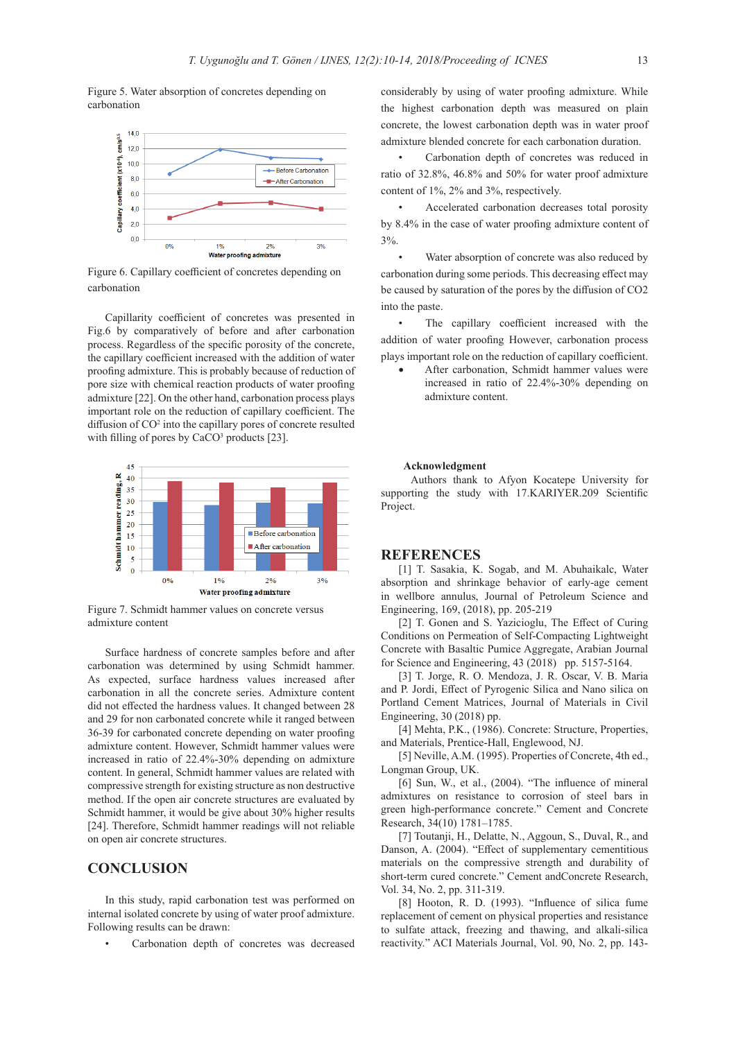Figure 5. Water absorption of concretes depending on carbonation

Figure 6. Capillary coefficient of concretes depending on carbonation

Capillarity coefficient of concretes was presented in Fig.6 by comparatively of before and after carbonation process. Regardless of the specific porosity of the concrete, the capillary coefficient increased with the addition of water proofing admixture. This is probably because of reduction of pore size with chemical reaction products of water proofing admixture [22]. On the other hand, carbonation process plays important role on the reduction of capillary coefficient. The diffusion of $CO^2$ into the capillary pores of concrete resulted with filling of pores by $CaCO^3$ products [23].

Figure 7. Schmidt hammer values on concrete versus admixture content

Surface hardness of concrete samples before and after carbonation was determined by using Schmidt hammer. As expected, surface hardness values increased after carbonation in all the concrete series. Admixture content did not effected the hardness values. It changed between 28 and 29 for non carbonated concrete while it ranged between 36-39 for carbonated concrete depending on water proofing admixture content. However, Schmidt hammer values were increased in ratio of 22.4%-30% depending on admixture content. In general, Schmidt hammer values are related with compressive strength for existing structure as non destructive method. If the open air concrete structures are evaluated by Schmidt hammer, it would be give about 30% higher results [24]. Therefore, Schmidt hammer readings will not reliable on open air concrete structures.

## CONCLUSION

In this study, rapid carbonation test was performed on internal isolated concrete by using of water proof admixture. Following results can be drawn:

- Carbonation depth of concretes was decreased considerably by using of water proofing admixture. While the highest carbonation depth was measured on plain concrete, the lowest carbonation depth was in water proof admixture blended concrete for each carbonation duration.
- Carbonation depth of concretes was reduced in ratio of 32.8%, 46.8% and 50% for water proof admixture content of 1%, 2% and 3%, respectively.
- Accelerated carbonation decreases total porosity by 8.4% in the case of water proofing admixture content of 3%.
- Water absorption of concrete was also reduced by carbonation during some periods. This decreasing effect may be caused by saturation of the pores by the diffusion of CO2 into the paste.
- The capillary coefficient increased with the addition of water proofing However, carbonation process plays important role on the reduction of capillary coefficient.
- After carbonation, Schmidt hammer values were increased in ratio of 22.4%-30% depending on admixture content.

**Acknowledgment**

Authors thank to Afyon Kocatepe University for supporting the study with 17.KARIYER.209 Scientific Project.

## REFERENCES

[1] T. Sasakia, K. Sogab, and M. Abuhaikalc, Water absorption and shrinkage behavior of early-age cement in wellbore annulus, Journal of Petroleum Science and Engineering, 169, (2018), pp. 205-219

[2] T. Gonen and S. Yazicioglu, The Effect of Curing Conditions on Permeation of Self-Compacting Lightweight Concrete with Basaltic Pumice Aggregate, Arabian Journal for Science and Engineering, 43 (2018) pp. 5157-5164.

[3] T. Jorge, R. O. Mendoza, J. R. Oscar, V. B. Maria and P. Jordi, Effect of Pyrogenic Silica and Nano silica on Portland Cement Matrices, Journal of Materials in Civil Engineering, 30 (2018) pp.

[4] Mehta, P.K., (1986). Concrete: Structure, Properties, and Materials, Prentice-Hall, Englewood, NJ.

[5] Neville, A.M. (1995). Properties of Concrete, 4th ed., Longman Group, UK.

[6] Sun, W., et al., (2004). "The influence of mineral admixtures on resistance to corrosion of steel bars in green high-performance concrete." Cement and Concrete Research, 34(10) 1781–1785.

[7] Toutanji, H., Delatte, N., Aggoun, S., Duval, R., and Danson, A. (2004). "Effect of supplementary cementitious materials on the compressive strength and durability of short-term cured concrete." Cement andConcrete Research, Vol. 34, No. 2, pp. 311-319.

[8] Hooton, R. D. (1993). "Influence of silica fume replacement of cement on physical properties and resistance to sulfate attack, freezing and thawing, and alkali-silica reactivity." ACI Materials Journal, Vol. 90, No. 2, pp. 143-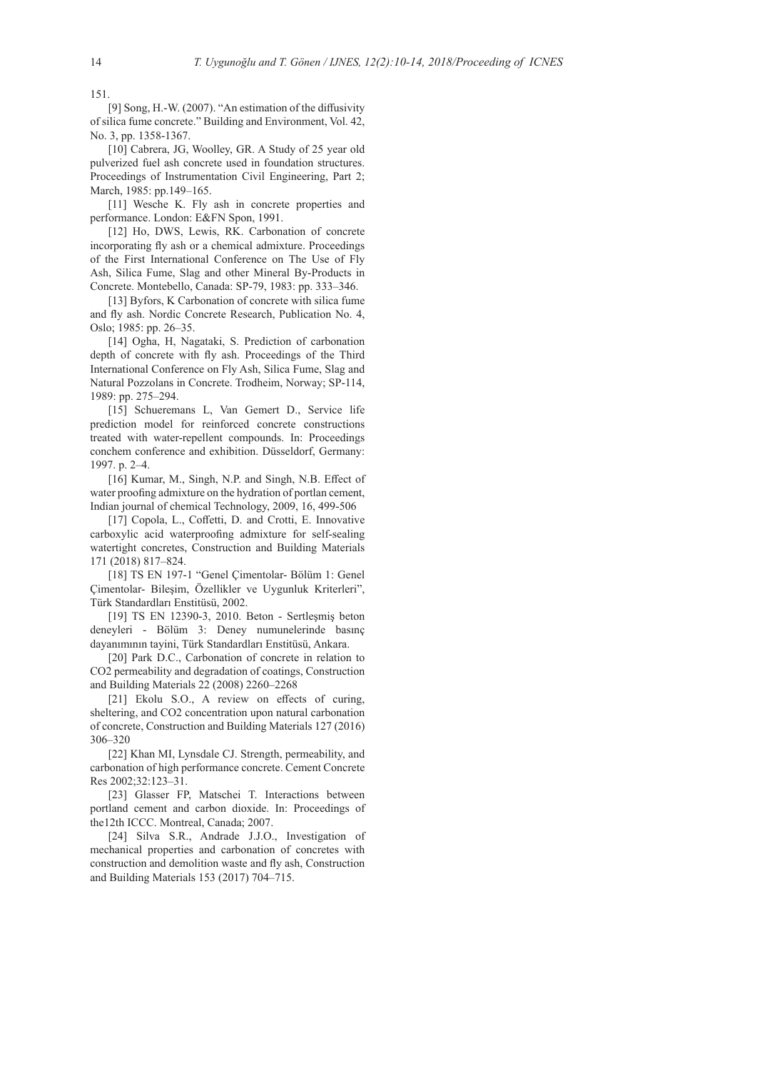151.

[9] Song, H.-W. (2007). "An estimation of the diffusivity of silica fume concrete." Building and Environment, Vol. 42, No. 3, pp. 1358-1367.

[10] Cabrera, JG, Woolley, GR. A Study of 25 year old pulverized fuel ash concrete used in foundation structures. Proceedings of Instrumentation Civil Engineering, Part 2; March, 1985: pp.149–165.

[11] Wesche K. Fly ash in concrete properties and performance. London: E&FN Spon, 1991.

[12] Ho, DWS, Lewis, RK. Carbonation of concrete incorporating fly ash or a chemical admixture. Proceedings of the First International Conference on The Use of Fly Ash, Silica Fume, Slag and other Mineral By-Products in Concrete. Montebello, Canada: SP-79, 1983: pp. 333–346.

[13] Byfors, K Carbonation of concrete with silica fume and fly ash. Nordic Concrete Research, Publication No. 4, Oslo; 1985: pp. 26–35.

[14] Ogha, H, Nagataki, S. Prediction of carbonation depth of concrete with fly ash. Proceedings of the Third International Conference on Fly Ash, Silica Fume, Slag and Natural Pozzolans in Concrete. Trodheim, Norway; SP-114, 1989: pp. 275–294.

[15] Schueremans L, Van Gemert D., Service life prediction model for reinforced concrete constructions treated with water-repellent compounds. In: Proceedings conchem conference and exhibition. Düsseldorf, Germany: 1997. p. 2–4.

[16] Kumar, M., Singh, N.P. and Singh, N.B. Effect of water proofing admixture on the hydration of portlan cement, Indian journal of chemical Technology, 2009, 16, 499-506

[17] Copola, L., Coffetti, D. and Crotti, E. Innovative carboxylic acid waterproofing admixture for self-sealing watertight concretes, Construction and Building Materials 171 (2018) 817–824.

[18] TS EN 197-1 "Genel Çimentolar- Bölüm 1: Genel Çimentolar- Bileşim, Özellikler ve Uygunluk Kriterleri", Türk Standardları Enstitüsü, 2002.

[19] TS EN 12390-3, 2010. Beton - Sertleşmiş beton deneyleri - Bölüm 3: Deney numunelerinde basınç dayanımının tayini, Türk Standardları Enstitüsü, Ankara.

[20] Park D.C., Carbonation of concrete in relation to CO2 permeability and degradation of coatings, Construction and Building Materials 22 (2008) 2260–2268

[21] Ekolu S.O., A review on effects of curing, sheltering, and CO2 concentration upon natural carbonation of concrete, Construction and Building Materials 127 (2016) 306–320

[22] Khan MI, Lynsdale CJ. Strength, permeability, and carbonation of high performance concrete. Cement Concrete Res 2002;32:123–31.

[23] Glasser FP, Matschei T. Interactions between portland cement and carbon dioxide. In: Proceedings of the12th ICCC. Montreal, Canada; 2007.

[24] Silva S.R., Andrade J.J.O., Investigation of mechanical properties and carbonation of concretes with construction and demolition waste and fly ash, Construction and Building Materials 153 (2017) 704–715.